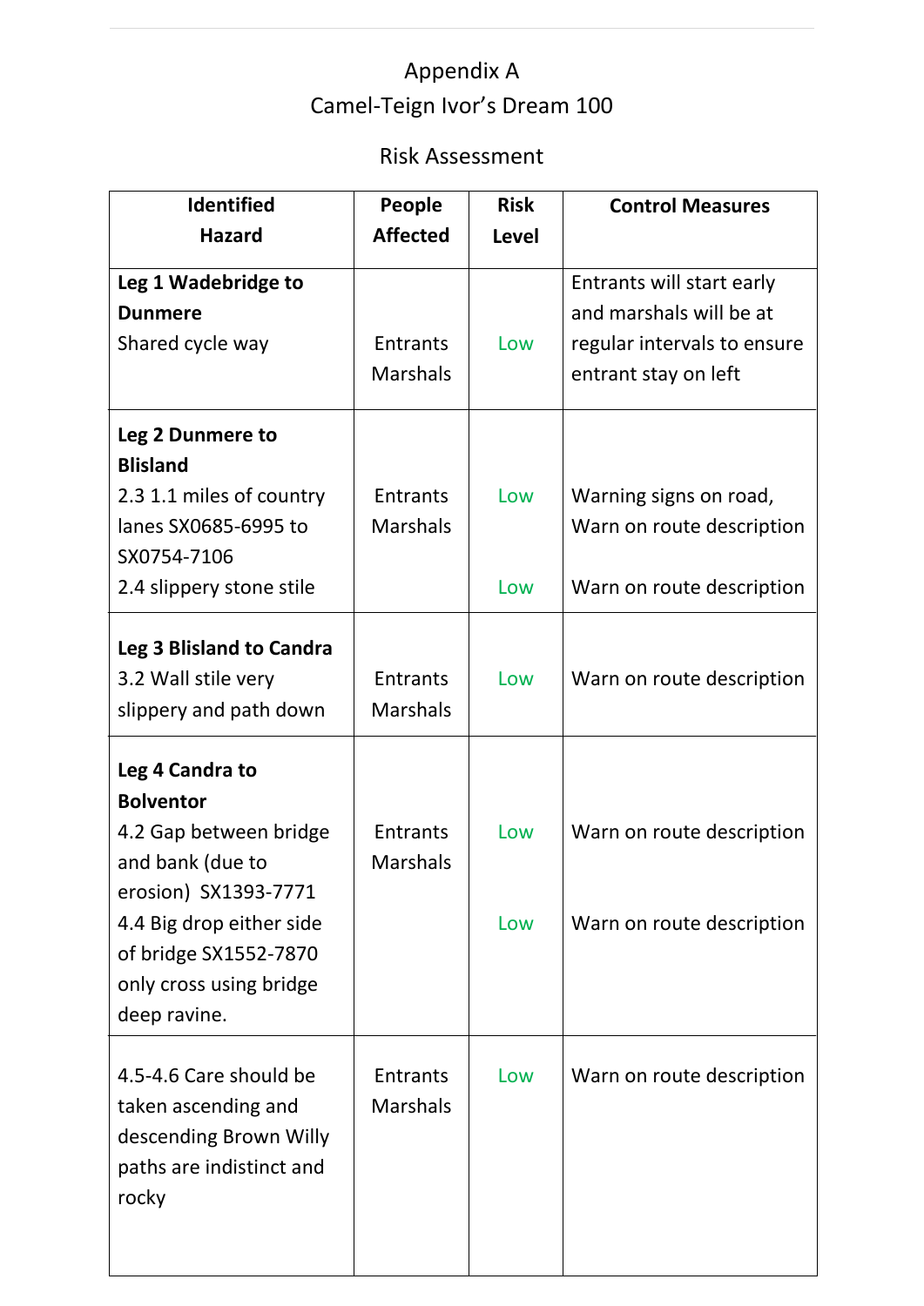# Appendix A

## Camel-Teign Ivor's Dream 100

### Risk Assessment

| Identified Hazard | People Affected | Risk Level | Control Measures |
|---|---|---|---|
| **Leg 1 Wadebridge to Dunmere**<br>Shared cycle way | Entrants<br>Marshals | Low | Entrants will start early and marshals will be at regular intervals to ensure entrant stay on left |
| **Leg 2 Dunmere to Blisland**<br>2.3 1.1 miles of country lanes SX0685-6995 to SX0754-7106<br>2.4 slippery stone stile | Entrants<br>Marshals | Low<br><br>Low | Warning signs on road, Warn on route description<br><br>Warn on route description |
| **Leg 3 Blisland to Candra**<br>3.2 Wall stile very slippery and path down | Entrants<br>Marshals | Low | Warn on route description |
| **Leg 4 Candra to Bolventor**<br>4.2 Gap between bridge and bank (due to erosion) SX1393-7771<br>4.4 Big drop either side of bridge SX1552-7870 only cross using bridge deep ravine. | Entrants<br>Marshals | Low<br><br>Low | Warn on route description<br><br>Warn on route description |
| 4.5-4.6 Care should be taken ascending and descending Brown Willy paths are indistinct and rocky | Entrants<br>Marshals | Low | Warn on route description |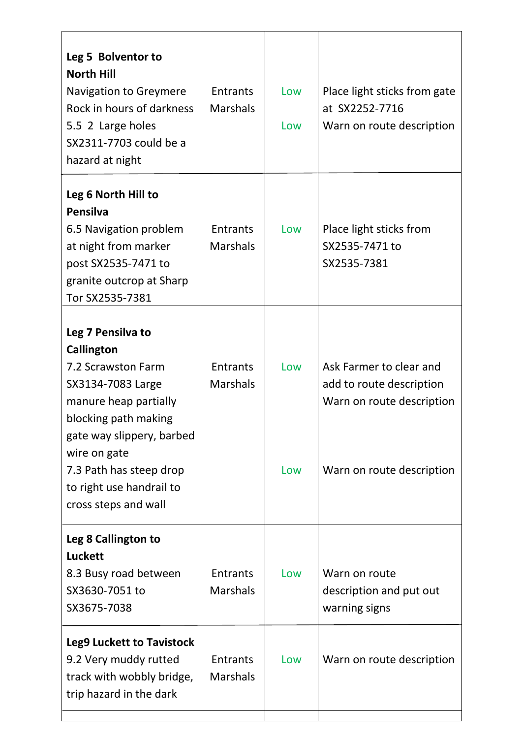| | | | |
|---|---|---|---|
| **Leg 5 Bolventor to North Hill**<br>Navigation to Greymere Rock in hours of darkness<br>5.5 2 Large holes SX2311-7703 could be a hazard at night | Entrants<br>Marshals | Low<br><br>Low | Place light sticks from gate at SX2252-7716<br>Warn on route description |
| **Leg 6 North Hill to Pensilva**<br>6.5 Navigation problem at night from marker post SX2535-7471 to granite outcrop at Sharp Tor SX2535-7381 | Entrants<br>Marshals | Low | Place light sticks from SX2535-7471 to SX2535-7381 |
| **Leg 7 Pensilva to Callington**<br>7.2 Scrawston Farm SX3134-7083 Large manure heap partially blocking path making gate way slippery, barbed wire on gate<br>7.3 Path has steep drop to right use handrail to cross steps and wall | Entrants<br>Marshals | Low<br><br>Low | Ask Farmer to clear and add to route description<br>Warn on route description<br><br>Warn on route description |
| **Leg 8 Callington to Luckett**<br>8.3 Busy road between SX3630-7051 to SX3675-7038 | Entrants<br>Marshals | Low | Warn on route description and put out warning signs |
| **Leg9 Luckett to Tavistock**<br>9.2 Very muddy rutted track with wobbly bridge, trip hazard in the dark | Entrants<br>Marshals | Low | Warn on route description |
| | | | |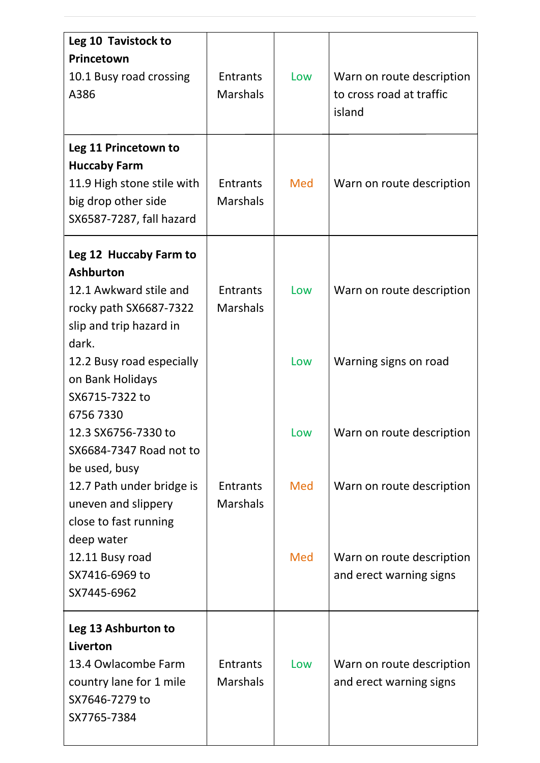| **Leg 10 Tavistock to Princetown**<br>10.1 Busy road crossing A386 | Entrants<br>Marshals | Low | Warn on route description to cross road at traffic island |
|---|---|---|---|
| **Leg 11 Princetown to Huccaby Farm**<br>11.9 High stone stile with big drop other side SX6587-7287, fall hazard | Entrants<br>Marshals | Med | Warn on route description |
| **Leg 12 Huccaby Farm to Ashburton**<br>12.1 Awkward stile and rocky path SX6687-7322 slip and trip hazard in dark. | Entrants<br>Marshals | Low | Warn on route description |
| 12.2 Busy road especially on Bank Holidays SX6715-7322 to 6756 7330 | | Low | Warning signs on road |
| 12.3 SX6756-7330 to SX6684-7347 Road not to be used, busy | | Low | Warn on route description |
| 12.7 Path under bridge is uneven and slippery close to fast running deep water | Entrants<br>Marshals | Med | Warn on route description |
| 12.11 Busy road SX7416-6969 to SX7445-6962 | | Med | Warn on route description and erect warning signs |
| **Leg 13 Ashburton to Liverton**<br>13.4 Owlacombe Farm country lane for 1 mile SX7646-7279 to SX7765-7384 | Entrants<br>Marshals | Low | Warn on route description and erect warning signs |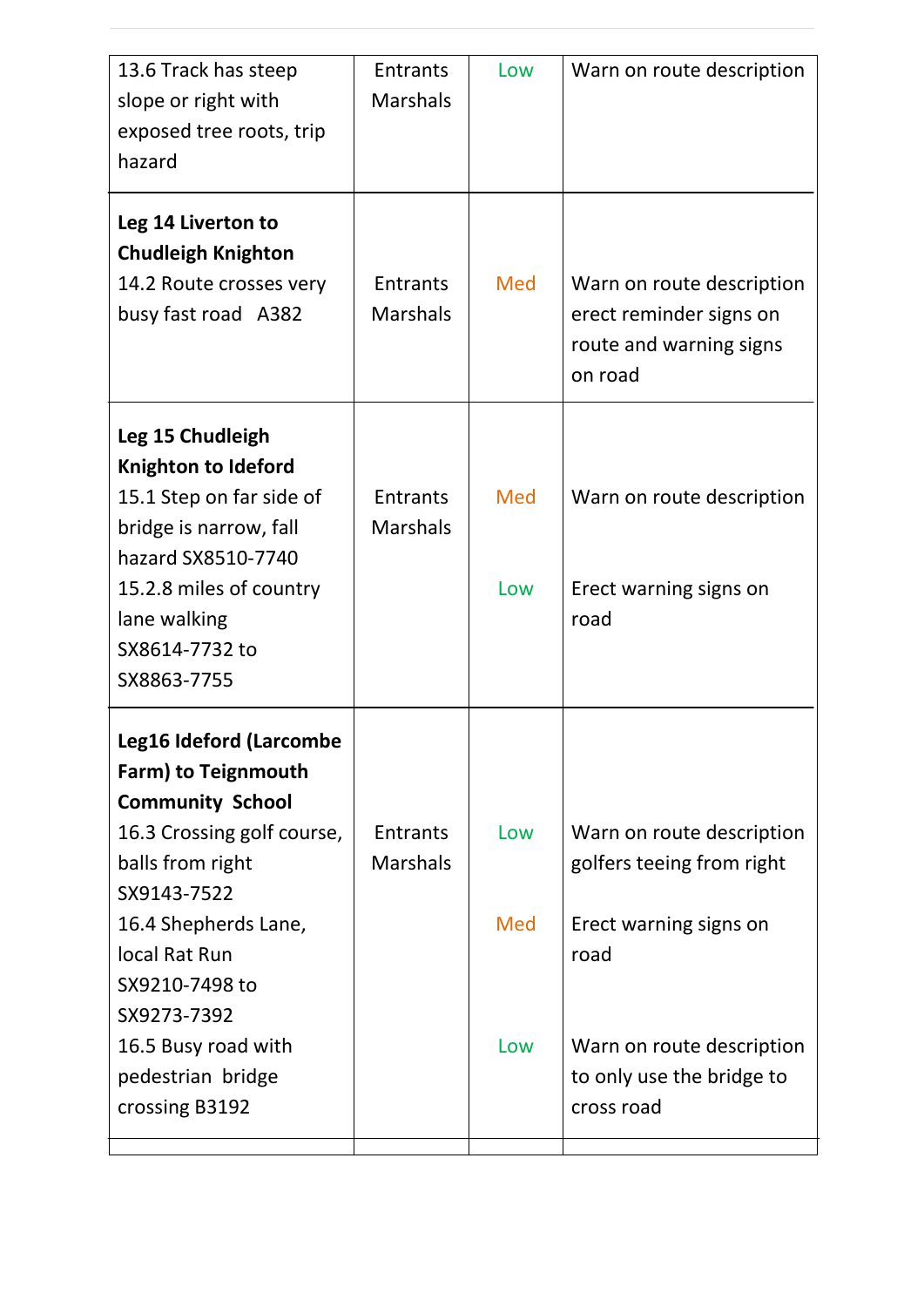| | | | |
|---|---|---|---|
| 13.6 Track has steep slope or right with exposed tree roots, trip hazard | Entrants Marshals | Low | Warn on route description |
| **Leg 14 Liverton to Chudleigh Knighton**<br>14.2 Route crosses very busy fast road A382 | Entrants Marshals | Med | Warn on route description erect reminder signs on route and warning signs on road |
| **Leg 15 Chudleigh Knighton to Ideford**<br>15.1 Step on far side of bridge is narrow, fall hazard SX8510-7740<br>15.2.8 miles of country lane walking SX8614-7732 to SX8863-7755 | Entrants Marshals | Med<br><br>Low | Warn on route description<br><br>Erect warning signs on road |
| **Leg16 Ideford (Larcombe Farm) to Teignmouth Community School**<br>16.3 Crossing golf course, balls from right SX9143-7522<br>16.4 Shepherds Lane, local Rat Run SX9210-7498 to SX9273-7392<br>16.5 Busy road with pedestrian bridge crossing B3192 | Entrants Marshals | Low<br><br>Med<br><br>Low | Warn on route description golfers teeing from right<br><br>Erect warning signs on road<br><br>Warn on route description to only use the bridge to cross road |
| | | | |